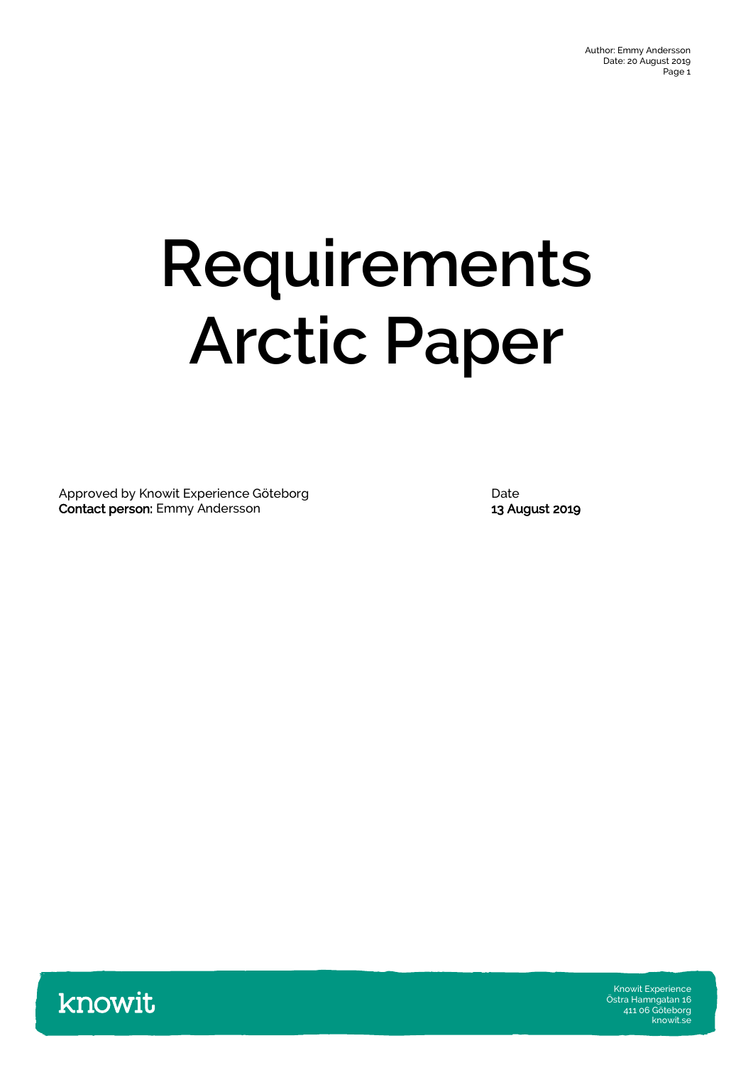# Requirements Arctic Paper

Approved by Knowit Experience Göteborg
**Contact person:** Emmy Andersson

Date
**13 August 2019**

knowit

Knowit Experience
Östra Hamngatan 16
411 06 Göteborg
knowit.se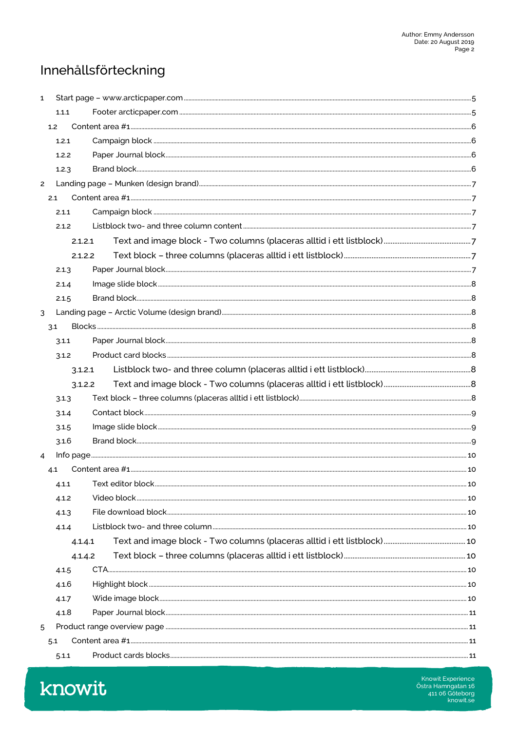# Innehållsförteckning

1 Start page – www.arcticpaper.com ..... 5
  1.1.1 Footer arcticpaper.com ..... 5
 1.2 Content area #1 ..... 6
  1.2.1 Campaign block ..... 6
  1.2.2 Paper Journal block ..... 6
  1.2.3 Brand block ..... 6
2 Landing page – Munken (design brand) ..... 7
 2.1 Content area #1 ..... 7
  2.1.1 Campaign block ..... 7
  2.1.2 Listblock two- and three column content ..... 7
   2.1.2.1 Text and image block - Two columns (placeras alltid i ett listblock) ..... 7
   2.1.2.2 Text block – three columns (placeras alltid i ett listblock) ..... 7
  2.1.3 Paper Journal block ..... 7
  2.1.4 Image slide block ..... 8
  2.1.5 Brand block ..... 8
3 Landing page – Arctic Volume (design brand) ..... 8
 3.1 Blocks ..... 8
  3.1.1 Paper Journal block ..... 8
  3.1.2 Product card blocks ..... 8
   3.1.2.1 Listblock two- and three column (placeras alltid i ett listblock) ..... 8
   3.1.2.2 Text and image block - Two columns (placeras alltid i ett listblock) ..... 8
  3.1.3 Text block – three columns (placeras alltid i ett listblock) ..... 8
  3.1.4 Contact block ..... 9
  3.1.5 Image slide block ..... 9
  3.1.6 Brand block ..... 9
4 Info page ..... 10
 4.1 Content area #1 ..... 10
  4.1.1 Text editor block ..... 10
  4.1.2 Video block ..... 10
  4.1.3 File download block ..... 10
  4.1.4 Listblock two- and three column ..... 10
   4.1.4.1 Text and image block - Two columns (placeras alltid i ett listblock) ..... 10
   4.1.4.2 Text block – three columns (placeras alltid i ett listblock) ..... 10
  4.1.5 CTA ..... 10
  4.1.6 Highlight block ..... 10
  4.1.7 Wide image block ..... 10
  4.1.8 Paper Journal block ..... 11
5 Product range overview page ..... 11
 5.1 Content area #1 ..... 11
  5.1.1 Product cards blocks ..... 11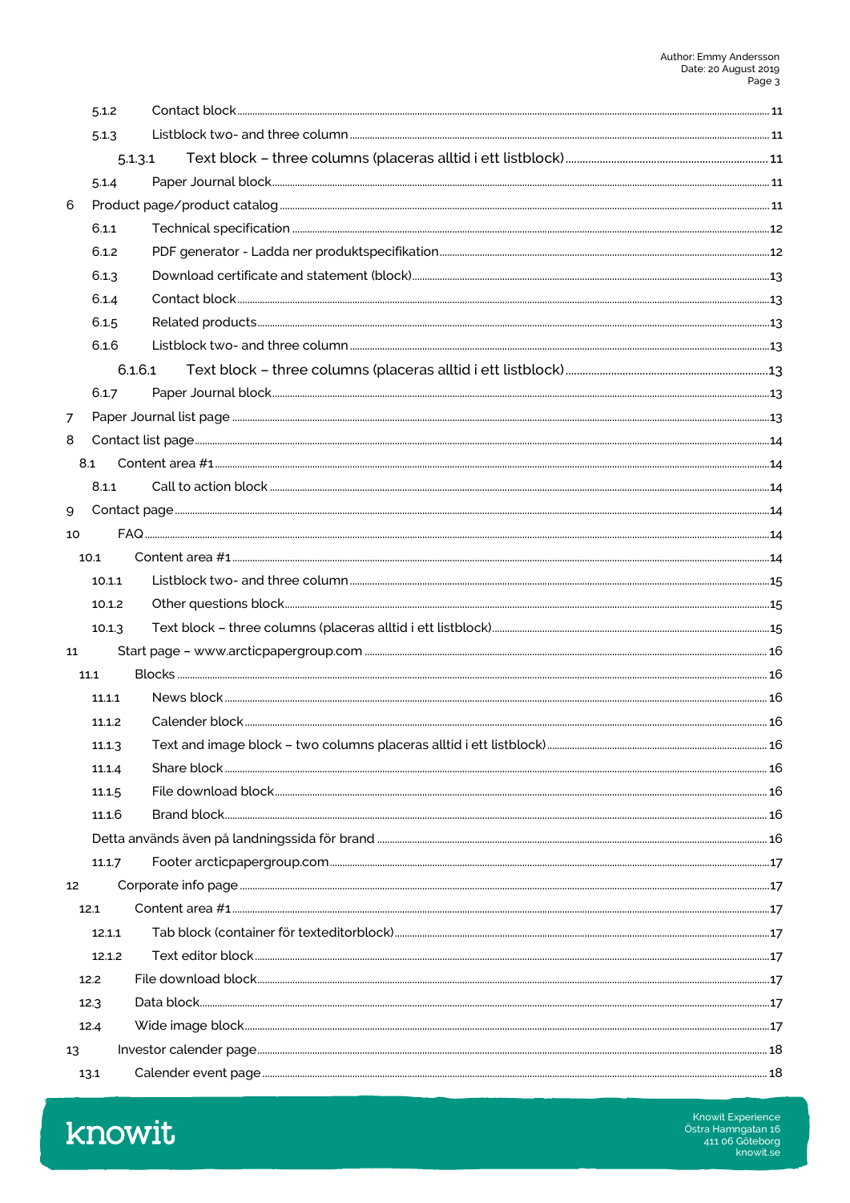5.1.2 Contact block ... 11

5.1.3 Listblock two- and three column ... 11

5.1.3.1 Text block – three columns (placeras alltid i ett listblock) ... 11

5.1.4 Paper Journal block ... 11

6 Product page/product catalog ... 11

6.1.1 Technical specification ... 12

6.1.2 PDF generator - Ladda ner produktspecifikation ... 12

6.1.3 Download certificate and statement (block) ... 13

6.1.4 Contact block ... 13

6.1.5 Related products ... 13

6.1.6 Listblock two- and three column ... 13

6.1.6.1 Text block – three columns (placeras alltid i ett listblock) ... 13

6.1.7 Paper Journal block ... 13

7 Paper Journal list page ... 13

8 Contact list page ... 14

8.1 Content area #1 ... 14

8.1.1 Call to action block ... 14

9 Contact page ... 14

10 FAQ ... 14

10.1 Content area #1 ... 14

10.1.1 Listblock two- and three column ... 15

10.1.2 Other questions block ... 15

10.1.3 Text block – three columns (placeras alltid i ett listblock) ... 15

11 Start page – www.arcticpapergroup.com ... 16

11.1 Blocks ... 16

11.1.1 News block ... 16

11.1.2 Calender block ... 16

11.1.3 Text and image block – two columns placeras alltid i ett listblock) ... 16

11.1.4 Share block ... 16

11.1.5 File download block ... 16

11.1.6 Brand block ... 16

Detta används även på landningssida för brand ... 16

11.1.7 Footer arcticpapergroup.com ... 17

12 Corporate info page ... 17

12.1 Content area #1 ... 17

12.1.1 Tab block (container för texteditorblock) ... 17

12.1.2 Text editor block ... 17

12.2 File download block ... 17

12.3 Data block ... 17

12.4 Wide image block ... 17

13 Investor calender page ... 18

13.1 Calender event page ... 18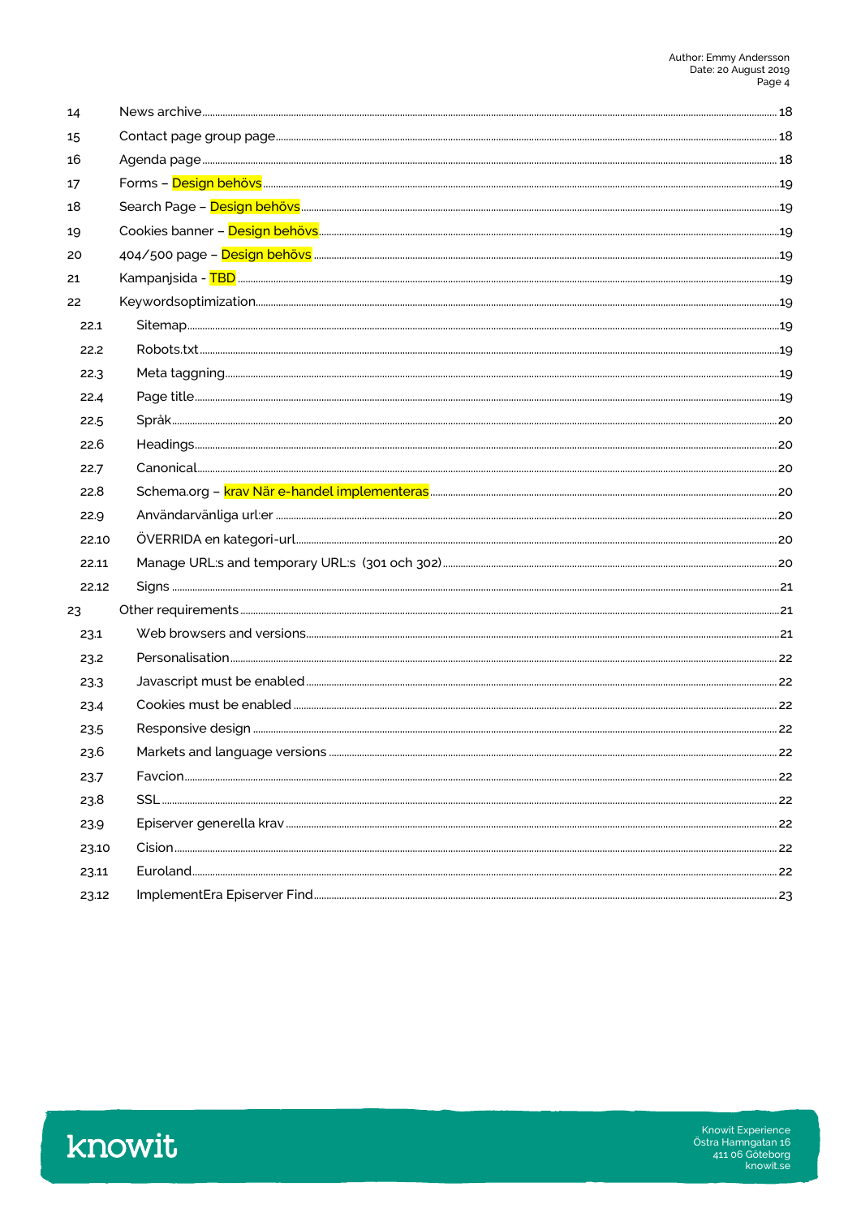| | | |
|---|---|---|
| 14 | News archive | 18 |
| 15 | Contact page group page | 18 |
| 16 | Agenda page | 18 |
| 17 | Forms – Design behövs | 19 |
| 18 | Search Page – Design behövs | 19 |
| 19 | Cookies banner – Design behövs | 19 |
| 20 | 404/500 page – Design behövs | 19 |
| 21 | Kampanjsida - TBD | 19 |
| 22 | Keywordsoptimization | 19 |
| 22.1 | Sitemap | 19 |
| 22.2 | Robots.txt | 19 |
| 22.3 | Meta taggning | 19 |
| 22.4 | Page title | 19 |
| 22.5 | Språk | 20 |
| 22.6 | Headings | 20 |
| 22.7 | Canonical | 20 |
| 22.8 | Schema.org – krav När e-handel implementeras | 20 |
| 22.9 | Användarvänliga url:er | 20 |
| 22.10 | ÖVERRIDA en kategori-url | 20 |
| 22.11 | Manage URL:s and temporary URL:s (301 och 302) | 20 |
| 22.12 | Signs | 21 |
| 23 | Other requirements | 21 |
| 23.1 | Web browsers and versions | 21 |
| 23.2 | Personalisation | 22 |
| 23.3 | Javascript must be enabled | 22 |
| 23.4 | Cookies must be enabled | 22 |
| 23.5 | Responsive design | 22 |
| 23.6 | Markets and language versions | 22 |
| 23.7 | Favcion | 22 |
| 23.8 | SSL | 22 |
| 23.9 | Episerver generella krav | 22 |
| 23.10 | Cision | 22 |
| 23.11 | Euroland | 22 |
| 23.12 | ImplementEra Episerver Find | 23 |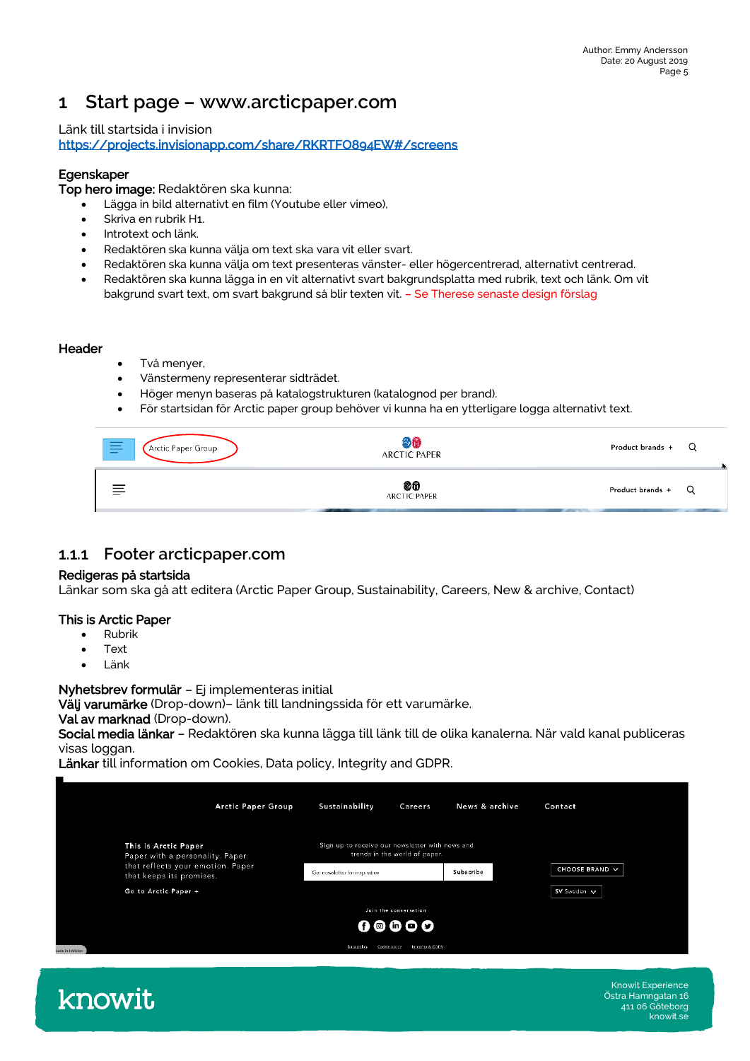# 1 Start page – www.arcticpaper.com

Länk till startsida i invision
https://projects.invisionapp.com/share/RKRTFO894EW#/screens

**Egenskaper**
**Top hero image:** Redaktören ska kunna:

- Lägga in bild alternativt en film (Youtube eller vimeo),
- Skriva en rubrik H1.
- Introtext och länk.
- Redaktören ska kunna välja om text ska vara vit eller svart.
- Redaktören ska kunna välja om text presenteras vänster- eller högercentrerad, alternativt centrerad.
- Redaktören ska kunna lägga in en vit alternativt svart bakgrundsplatta med rubrik, text och länk. Om vit bakgrund svart text, om svart bakgrund så blir texten vit. – Se Therese senaste design förslag

**Header**

- Två menyer,
- Vänstermeny representerar sidträdet.
- Höger menyn baseras på katalogstrukturen (katalognod per brand).
- För startsidan för Arctic paper group behöver vi kunna ha en ytterligare logga alternativt text.

## 1.1.1 Footer arcticpaper.com

**Redigeras på startsida**
Länkar som ska gå att editera (Arctic Paper Group, Sustainability, Careers, New & archive, Contact)

**This is Arctic Paper**

- Rubrik
- Text
- Länk

**Nyhetsbrev formulär** – Ej implementeras initial
**Välj varumärke** (Drop-down)– länk till landningssida för ett varumärke.
**Val av marknad** (Drop-down).
**Social media länkar** – Redaktören ska kunna lägga till länk till de olika kanalerna. När vald kanal publiceras visas loggan.
**Länkar** till information om Cookies, Data policy, Integrity and GDPR.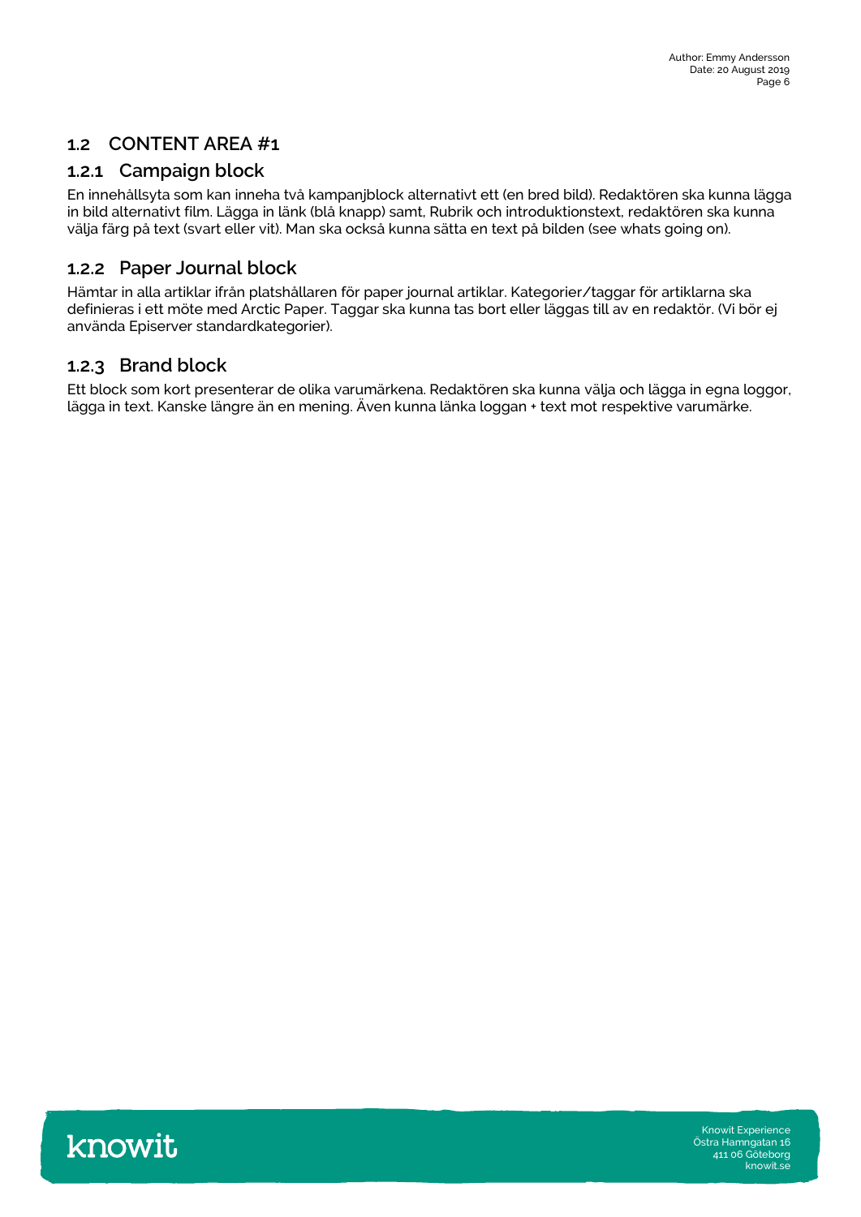## 1.2 CONTENT AREA #1

### 1.2.1 Campaign block

En innehållsyta som kan inneha två kampanjblock alternativt ett (en bred bild). Redaktören ska kunna lägga in bild alternativt film. Lägga in länk (blå knapp) samt, Rubrik och introduktionstext, redaktören ska kunna välja färg på text (svart eller vit). Man ska också kunna sätta en text på bilden (see whats going on).

### 1.2.2 Paper Journal block

Hämtar in alla artiklar ifrån platshållaren för paper journal artiklar. Kategorier/taggar för artiklarna ska definieras i ett möte med Arctic Paper. Taggar ska kunna tas bort eller läggas till av en redaktör. (Vi bör ej använda Episerver standardkategorier).

### 1.2.3 Brand block

Ett block som kort presenterar de olika varumärkena. Redaktören ska kunna välja och lägga in egna loggor, lägga in text. Kanske längre än en mening. Även kunna länka loggan + text mot respektive varumärke.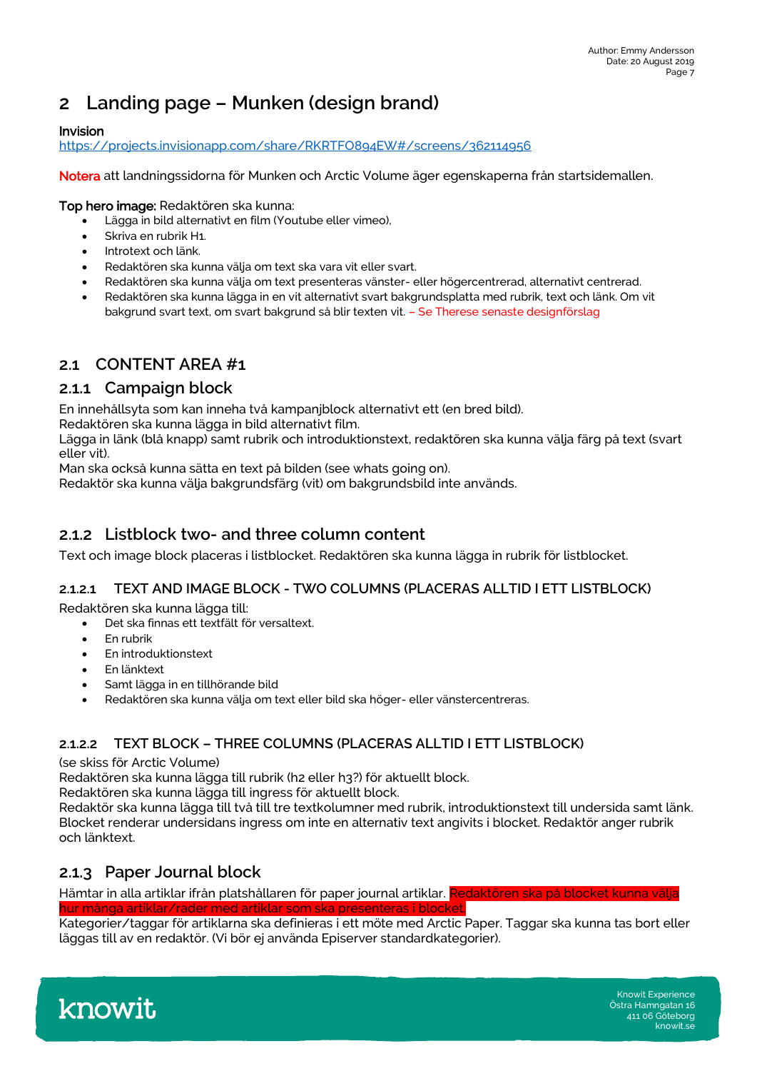# 2 Landing page – Munken (design brand)

**Invision**
https://projects.invisionapp.com/share/RKRTFO894EW#/screens/362114956

**Notera** att landningssidorna för Munken och Arctic Volume äger egenskaperna från startsidemallen.

**Top hero image:** Redaktören ska kunna:

- Lägga in bild alternativt en film (Youtube eller vimeo),
- Skriva en rubrik H1.
- Introtext och länk.
- Redaktören ska kunna välja om text ska vara vit eller svart.
- Redaktören ska kunna välja om text presenteras vänster- eller högercentrerad, alternativt centrerad.
- Redaktören ska kunna lägga in en vit alternativt svart bakgrundsplatta med rubrik, text och länk. Om vit bakgrund svart text, om svart bakgrund så blir texten vit. – Se Therese senaste designförslag

## 2.1 CONTENT AREA #1

### 2.1.1 Campaign block

En innehållsyta som kan inneha två kampanjblock alternativt ett (en bred bild).
Redaktören ska kunna lägga in bild alternativt film.
Lägga in länk (blå knapp) samt rubrik och introduktionstext, redaktören ska kunna välja färg på text (svart eller vit).
Man ska också kunna sätta en text på bilden (see whats going on).
Redaktör ska kunna välja bakgrundsfärg (vit) om bakgrundsbild inte används.

### 2.1.2 Listblock two- and three column content

Text och image block placeras i listblocket. Redaktören ska kunna lägga in rubrik för listblocket.

#### 2.1.2.1 TEXT AND IMAGE BLOCK - TWO COLUMNS (PLACERAS ALLTID I ETT LISTBLOCK)

Redaktören ska kunna lägga till:

- Det ska finnas ett textfält för versaltext.
- En rubrik
- En introduktionstext
- En länktext
- Samt lägga in en tillhörande bild
- Redaktören ska kunna välja om text eller bild ska höger- eller vänstercentreras.

#### 2.1.2.2 TEXT BLOCK – THREE COLUMNS (PLACERAS ALLTID I ETT LISTBLOCK)

(se skiss för Arctic Volume)
Redaktören ska kunna lägga till rubrik (h2 eller h3?) för aktuellt block.
Redaktören ska kunna lägga till ingress för aktuellt block.
Redaktör ska kunna lägga till två till tre textkolumner med rubrik, introduktionstext till undersida samt länk. Blocket renderar undersidans ingress om inte en alternativ text angivits i blocket. Redaktör anger rubrik och länktext.

### 2.1.3 Paper Journal block

Hämtar in alla artiklar ifrån platshållaren för paper journal artiklar. Redaktören ska på blocket kunna välja hur många artiklar/rader med artiklar som ska presenteras i blocket.
Kategorier/taggar för artiklarna ska definieras i ett möte med Arctic Paper. Taggar ska kunna tas bort eller läggas till av en redaktör. (Vi bör ej använda Episerver standardkategorier).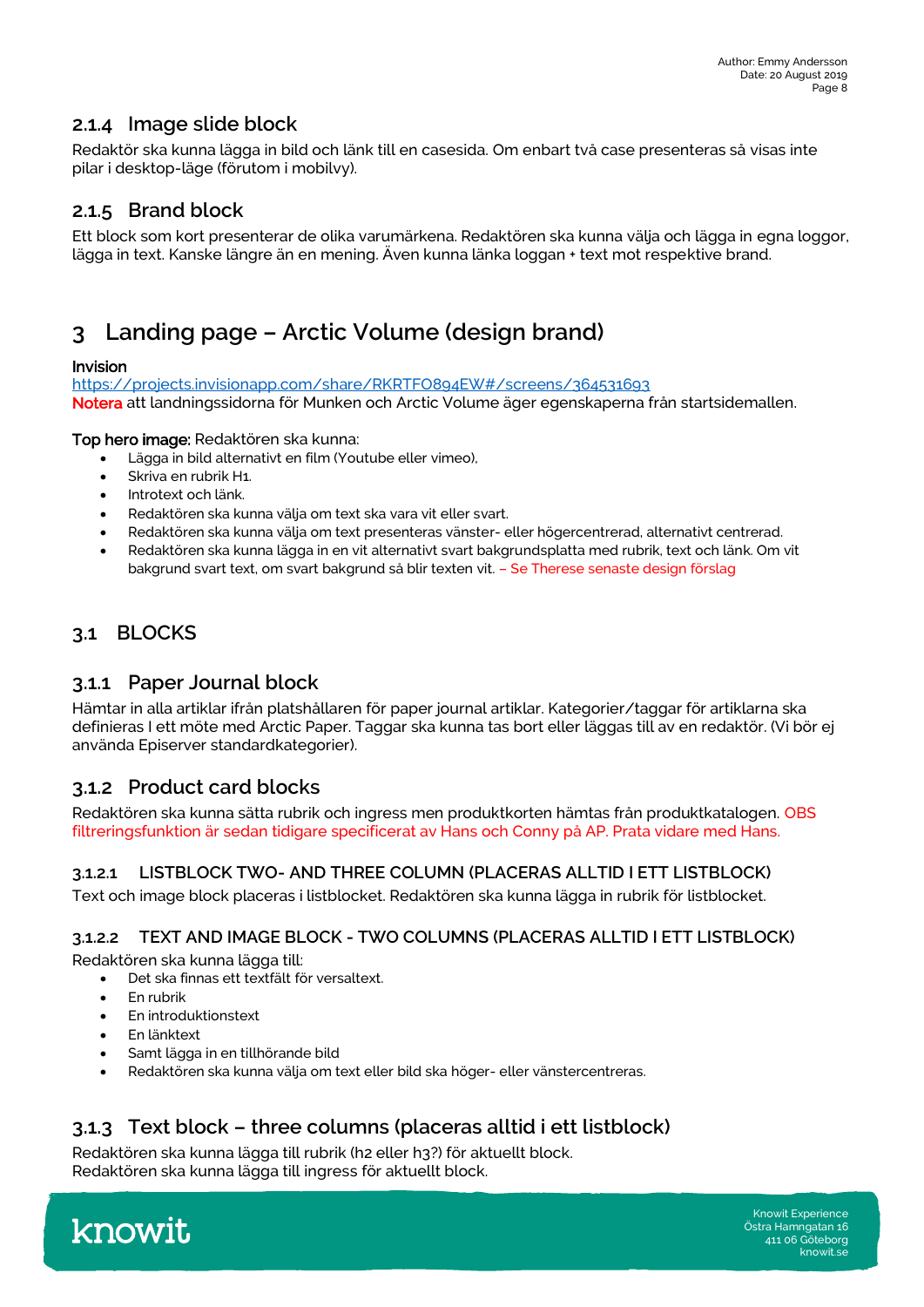### 2.1.4 Image slide block

Redaktör ska kunna lägga in bild och länk till en casesida. Om enbart två case presenteras så visas inte pilar i desktop-läge (förutom i mobilvy).

### 2.1.5 Brand block

Ett block som kort presenterar de olika varumärkena. Redaktören ska kunna välja och lägga in egna loggor, lägga in text. Kanske längre än en mening. Även kunna länka loggan + text mot respektive brand.

# 3 Landing page – Arctic Volume (design brand)

**Invision**
https://projects.invisionapp.com/share/RKRTFO894EW#/screens/364531693
Notera att landningssidorna för Munken och Arctic Volume äger egenskaperna från startsidemallen.

**Top hero image:** Redaktören ska kunna:

- Lägga in bild alternativt en film (Youtube eller vimeo),
- Skriva en rubrik H1.
- Introtext och länk.
- Redaktören ska kunna välja om text ska vara vit eller svart.
- Redaktören ska kunna välja om text presenteras vänster- eller högercentrerad, alternativt centrerad.
- Redaktören ska kunna lägga in en vit alternativt svart bakgrundsplatta med rubrik, text och länk. Om vit bakgrund svart text, om svart bakgrund så blir texten vit. – Se Therese senaste design förslag

## 3.1 BLOCKS

### 3.1.1 Paper Journal block

Hämtar in alla artiklar ifrån platshållaren för paper journal artiklar. Kategorier/taggar för artiklarna ska definieras I ett möte med Arctic Paper. Taggar ska kunna tas bort eller läggas till av en redaktör. (Vi bör ej använda Episerver standardkategorier).

### 3.1.2 Product card blocks

Redaktören ska kunna sätta rubrik och ingress men produktkorten hämtas från produktkatalogen. OBS filtreringsfunktion är sedan tidigare specificerat av Hans och Conny på AP. Prata vidare med Hans.

#### 3.1.2.1 LISTBLOCK TWO- AND THREE COLUMN (PLACERAS ALLTID I ETT LISTBLOCK)

Text och image block placeras i listblocket. Redaktören ska kunna lägga in rubrik för listblocket.

#### 3.1.2.2 TEXT AND IMAGE BLOCK - TWO COLUMNS (PLACERAS ALLTID I ETT LISTBLOCK)

Redaktören ska kunna lägga till:

- Det ska finnas ett textfält för versaltext.
- En rubrik
- En introduktionstext
- En länktext
- Samt lägga in en tillhörande bild
- Redaktören ska kunna välja om text eller bild ska höger- eller vänstercentreras.

### 3.1.3 Text block – three columns (placeras alltid i ett listblock)

Redaktören ska kunna lägga till rubrik (h2 eller h3?) för aktuellt block.
Redaktören ska kunna lägga till ingress för aktuellt block.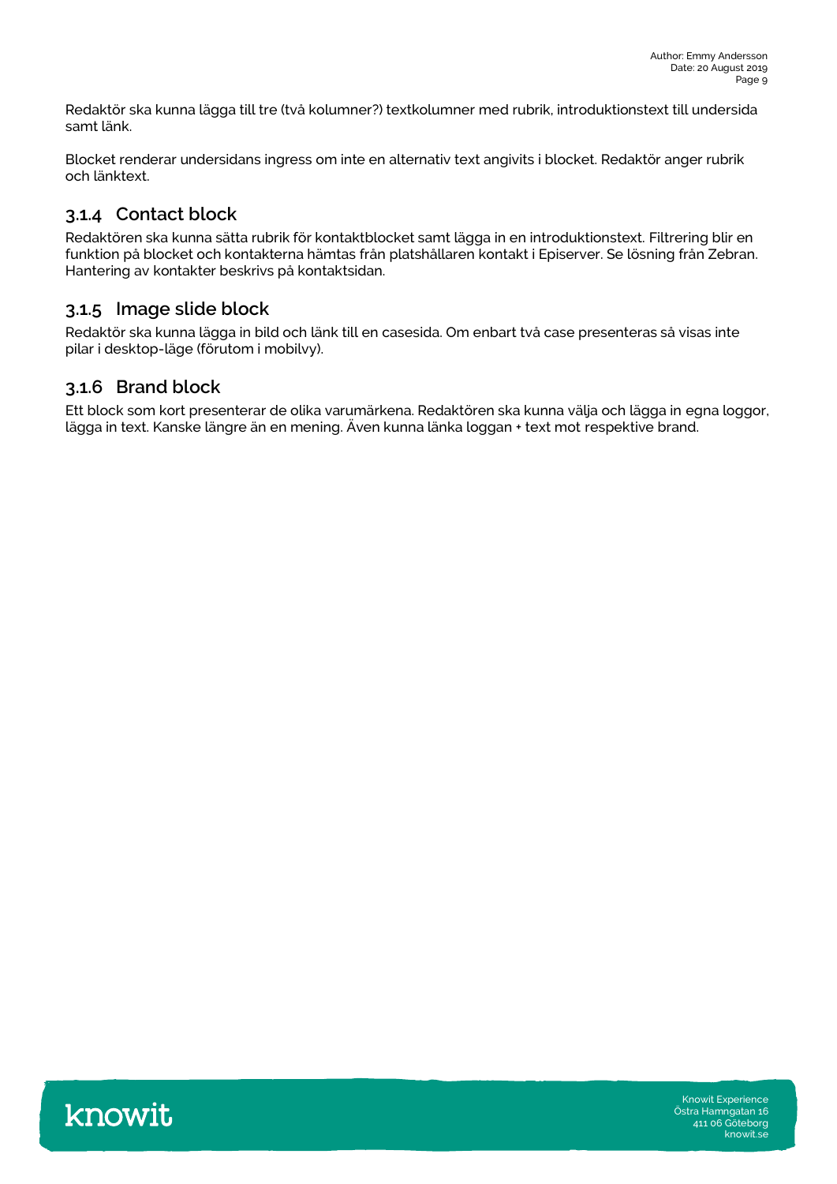Redaktör ska kunna lägga till tre (två kolumner?) textkolumner med rubrik, introduktionstext till undersida samt länk.

Blocket renderar undersidans ingress om inte en alternativ text angivits i blocket. Redaktör anger rubrik och länktext.

### 3.1.4 Contact block

Redaktören ska kunna sätta rubrik för kontaktblocket samt lägga in en introduktionstext. Filtrering blir en funktion på blocket och kontakterna hämtas från platshållaren kontakt i Episerver. Se lösning från Zebran. Hantering av kontakter beskrivs på kontaktsidan.

### 3.1.5 Image slide block

Redaktör ska kunna lägga in bild och länk till en casesida. Om enbart två case presenteras så visas inte pilar i desktop-läge (förutom i mobilvy).

### 3.1.6 Brand block

Ett block som kort presenterar de olika varumärkena. Redaktören ska kunna välja och lägga in egna loggor, lägga in text. Kanske längre än en mening. Även kunna länka loggan + text mot respektive brand.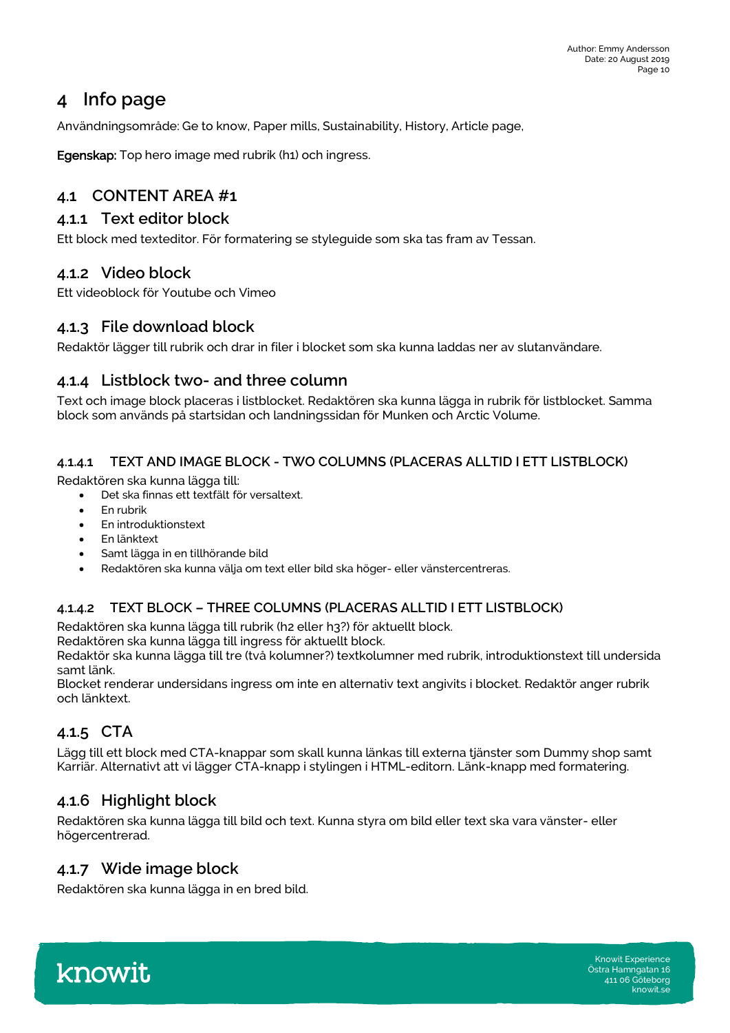# 4 Info page

Användningsområde: Ge to know, Paper mills, Sustainability, History, Article page,

**Egenskap:** Top hero image med rubrik (h1) och ingress.

## 4.1 CONTENT AREA #1

### 4.1.1 Text editor block

Ett block med texteditor. För formatering se styleguide som ska tas fram av Tessan.

### 4.1.2 Video block

Ett videoblock för Youtube och Vimeo

### 4.1.3 File download block

Redaktör lägger till rubrik och drar in filer i blocket som ska kunna laddas ner av slutanvändare.

### 4.1.4 Listblock two- and three column

Text och image block placeras i listblocket. Redaktören ska kunna lägga in rubrik för listblocket. Samma block som används på startsidan och landningssidan för Munken och Arctic Volume.

#### 4.1.4.1 TEXT AND IMAGE BLOCK - TWO COLUMNS (PLACERAS ALLTID I ETT LISTBLOCK)

Redaktören ska kunna lägga till:

- Det ska finnas ett textfält för versaltext.
- En rubrik
- En introduktionstext
- En länktext
- Samt lägga in en tillhörande bild
- Redaktören ska kunna välja om text eller bild ska höger- eller vänstercentreras.

#### 4.1.4.2 TEXT BLOCK – THREE COLUMNS (PLACERAS ALLTID I ETT LISTBLOCK)

Redaktören ska kunna lägga till rubrik (h2 eller h3?) för aktuellt block.
Redaktören ska kunna lägga till ingress för aktuellt block.
Redaktör ska kunna lägga till tre (två kolumner?) textkolumner med rubrik, introduktionstext till undersida samt länk.
Blocket renderar undersidans ingress om inte en alternativ text angivits i blocket. Redaktör anger rubrik och länktext.

### 4.1.5 CTA

Lägg till ett block med CTA-knappar som skall kunna länkas till externa tjänster som Dummy shop samt Karriär. Alternativt att vi lägger CTA-knapp i stylingen i HTML-editorn. Länk-knapp med formatering.

### 4.1.6 Highlight block

Redaktören ska kunna lägga till bild och text. Kunna styra om bild eller text ska vara vänster- eller högercentrerad.

### 4.1.7 Wide image block

Redaktören ska kunna lägga in en bred bild.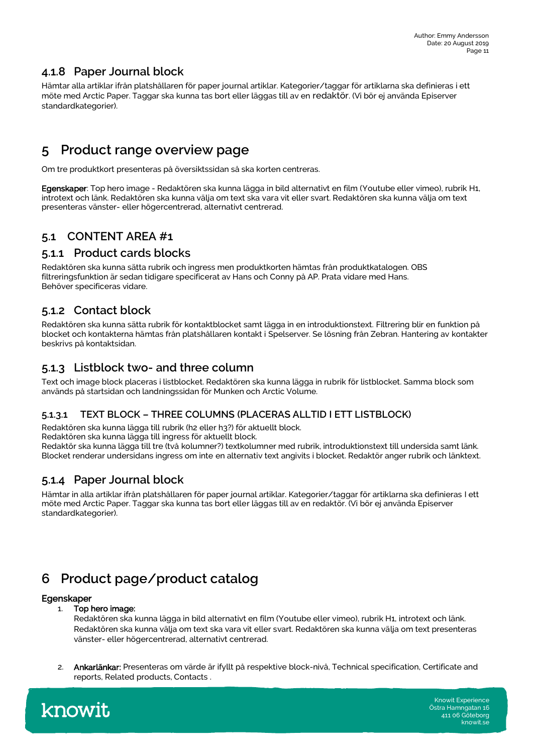### 4.1.8 Paper Journal block

Hämtar alla artiklar ifrån platshållaren för paper journal artiklar. Kategorier/taggar för artiklarna ska definieras i ett möte med Arctic Paper. Taggar ska kunna tas bort eller läggas till av en redaktör. (Vi bör ej använda Episerver standardkategorier).

# 5 Product range overview page

Om tre produktkort presenteras på översiktssidan så ska korten centreras.

**Egenskaper**: Top hero image - Redaktören ska kunna lägga in bild alternativt en film (Youtube eller vimeo), rubrik H1, introtext och länk. Redaktören ska kunna välja om text ska vara vit eller svart. Redaktören ska kunna välja om text presenteras vänster- eller högercentrerad, alternativt centrerad.

## 5.1 CONTENT AREA #1

### 5.1.1 Product cards blocks

Redaktören ska kunna sätta rubrik och ingress men produktkorten hämtas från produktkatalogen. OBS filtreringsfunktion är sedan tidigare specificerat av Hans och Conny på AP. Prata vidare med Hans.
Behöver specificeras vidare.

### 5.1.2 Contact block

Redaktören ska kunna sätta rubrik för kontaktblocket samt lägga in en introduktionstext. Filtrering blir en funktion på blocket och kontakterna hämtas från platshållaren kontakt i Spelserver. Se lösning från Zebran. Hantering av kontakter beskrivs på kontaktsidan.

### 5.1.3 Listblock two- and three column

Text och image block placeras i listblocket. Redaktören ska kunna lägga in rubrik för listblocket. Samma block som används på startsidan och landningssidan för Munken och Arctic Volume.

#### 5.1.3.1 TEXT BLOCK – THREE COLUMNS (PLACERAS ALLTID I ETT LISTBLOCK)

Redaktören ska kunna lägga till rubrik (h2 eller h3?) för aktuellt block.
Redaktören ska kunna lägga till ingress för aktuellt block.
Redaktör ska kunna lägga till tre (två kolumner?) textkolumner med rubrik, introduktionstext till undersida samt länk. Blocket renderar undersidans ingress om inte en alternativ text angivits i blocket. Redaktör anger rubrik och länktext.

### 5.1.4 Paper Journal block

Hämtar in alla artiklar ifrån platshållaren för paper journal artiklar. Kategorier/taggar för artiklarna ska definieras I ett möte med Arctic Paper. Taggar ska kunna tas bort eller läggas till av en redaktör. (Vi bör ej använda Episerver standardkategorier).

# 6 Product page/product catalog

**Egenskaper**

1. **Top hero image:**
   Redaktören ska kunna lägga in bild alternativt en film (Youtube eller vimeo), rubrik H1, introtext och länk. Redaktören ska kunna välja om text ska vara vit eller svart. Redaktören ska kunna välja om text presenteras vänster- eller högercentrerad, alternativt centrerad.

2. **Ankarlänkar:** Presenteras om värde är ifyllt på respektive block-nivå, Technical specification, Certificate and reports, Related products, Contacts .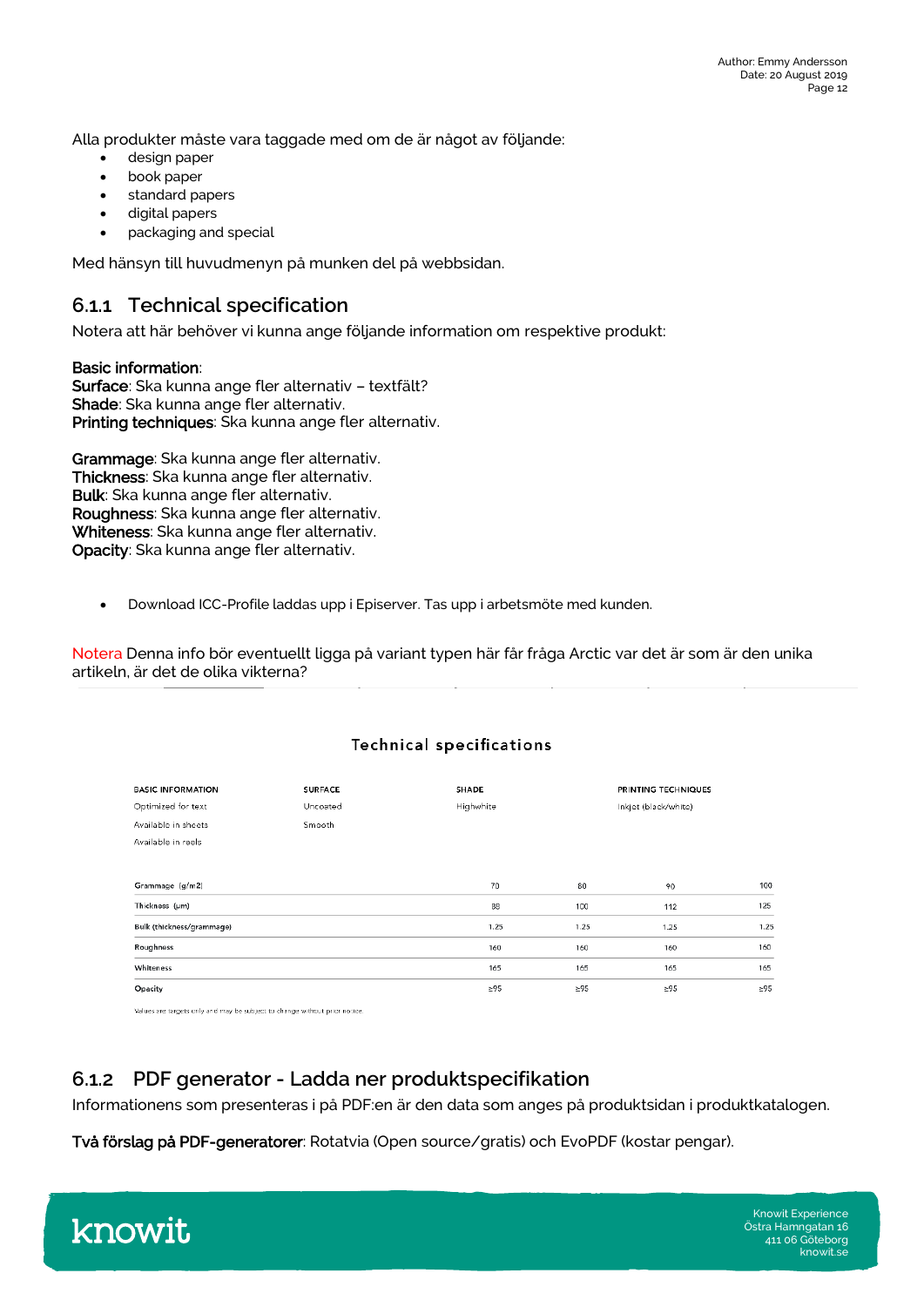Alla produkter måste vara taggade med om de är något av följande:

- design paper
- book paper
- standard papers
- digital papers
- packaging and special

Med hänsyn till huvudmenyn på munken del på webbsidan.

### 6.1.1 Technical specification

Notera att här behöver vi kunna ange följande information om respektive produkt:

**Basic information**:
**Surface**: Ska kunna ange fler alternativ – textfält?
**Shade**: Ska kunna ange fler alternativ.
**Printing techniques**: Ska kunna ange fler alternativ.

**Grammage**: Ska kunna ange fler alternativ.
**Thickness**: Ska kunna ange fler alternativ.
**Bulk**: Ska kunna ange fler alternativ.
**Roughness**: Ska kunna ange fler alternativ.
**Whiteness**: Ska kunna ange fler alternativ.
**Opacity**: Ska kunna ange fler alternativ.

- Download ICC-Profile laddas upp i Episerver. Tas upp i arbetsmöte med kunden.

Notera Denna info bör eventuellt ligga på variant typen här får fråga Arctic var det är som är den unika artikeln, är det de olika vikterna?

Technical specifications

| BASIC INFORMATION | SURFACE | SHADE | PRINTING TECHNIQUES |
|---|---|---|---|
| Optimized for text | Uncoated | Highwhite | Inkjet (black/white) |
| Available in sheets | Smooth | | |
| Available in reels | | | |

| | | | | |
|---|---|---|---|---|
| Grammage (g/m2) | 70 | 80 | 90 | 100 |
| Thickness (µm) | 88 | 100 | 112 | 125 |
| Bulk (thickness/grammage) | 1.25 | 1.25 | 1.25 | 1.25 |
| Roughness | 160 | 160 | 160 | 160 |
| Whiteness | 165 | 165 | 165 | 165 |
| Opacity | ≥95 | ≥95 | ≥95 | ≥95 |

Values are targets only and may be subject to change without prior notice.

### 6.1.2 PDF generator - Ladda ner produktspecifikation

Informationens som presenteras i på PDF:en är den data som anges på produktsidan i produktkatalogen.

**Två förslag på PDF-generatorer**: Rotatvia (Open source/gratis) och EvoPDF (kostar pengar).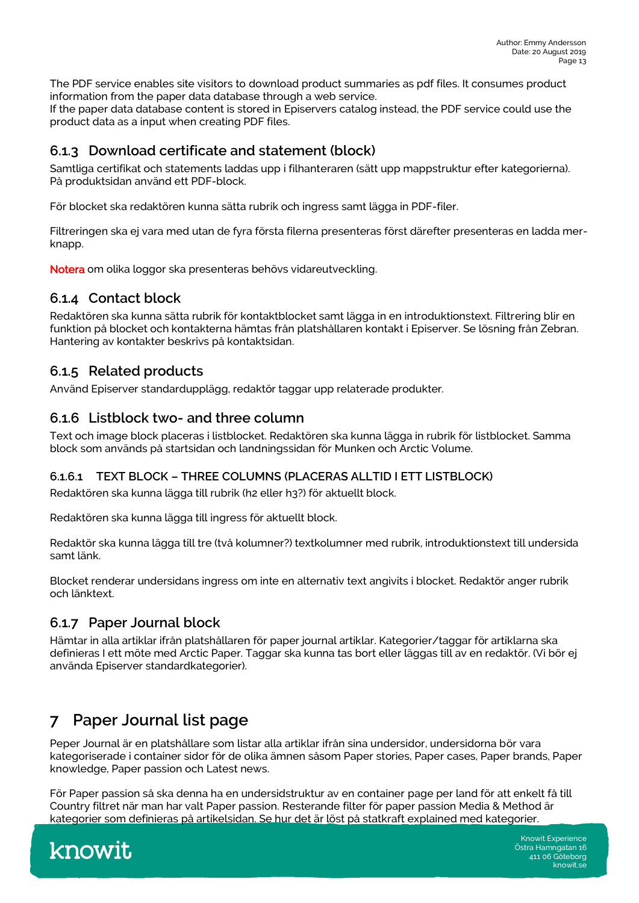The PDF service enables site visitors to download product summaries as pdf files. It consumes product information from the paper data database through a web service.
If the paper data database content is stored in Episervers catalog instead, the PDF service could use the product data as a input when creating PDF files.

### 6.1.3 Download certificate and statement (block)

Samtliga certifikat och statements laddas upp i filhanteraren (sätt upp mappstruktur efter kategorierna). På produktsidan använd ett PDF-block.

För blocket ska redaktören kunna sätta rubrik och ingress samt lägga in PDF-filer.

Filtreringen ska ej vara med utan de fyra första filerna presenteras först därefter presenteras en ladda mer-knapp.

**Notera** om olika loggor ska presenteras behövs vidareutveckling.

### 6.1.4 Contact block

Redaktören ska kunna sätta rubrik för kontaktblocket samt lägga in en introduktionstext. Filtrering blir en funktion på blocket och kontakterna hämtas från platshållaren kontakt i Episerver. Se lösning från Zebran. Hantering av kontakter beskrivs på kontaktsidan.

### 6.1.5 Related products

Använd Episerver standardupplägg, redaktör taggar upp relaterade produkter.

### 6.1.6 Listblock two- and three column

Text och image block placeras i listblocket. Redaktören ska kunna lägga in rubrik för listblocket. Samma block som används på startsidan och landningssidan för Munken och Arctic Volume.

#### 6.1.6.1 TEXT BLOCK – THREE COLUMNS (PLACERAS ALLTID I ETT LISTBLOCK)

Redaktören ska kunna lägga till rubrik (h2 eller h3?) för aktuellt block.

Redaktören ska kunna lägga till ingress för aktuellt block.

Redaktör ska kunna lägga till tre (två kolumner?) textkolumner med rubrik, introduktionstext till undersida samt länk.

Blocket renderar undersidans ingress om inte en alternativ text angivits i blocket. Redaktör anger rubrik och länktext.

### 6.1.7 Paper Journal block

Hämtar in alla artiklar ifrån platshållaren för paper journal artiklar. Kategorier/taggar för artiklarna ska definieras I ett möte med Arctic Paper. Taggar ska kunna tas bort eller läggas till av en redaktör. (Vi bör ej använda Episerver standardkategorier).

# 7 Paper Journal list page

Peper Journal är en platshållare som listar alla artiklar ifrån sina undersidor, undersidorna bör vara kategoriserade i container sidor för de olika ämnen såsom Paper stories, Paper cases, Paper brands, Paper knowledge, Paper passion och Latest news.

För Paper passion så ska denna ha en undersidstruktur av en container page per land för att enkelt få till Country filtret när man har valt Paper passion. Resterande filter för paper passion Media & Method är kategorier som definieras på artikelsidan. Se hur det är löst på statkraft explained med kategorier.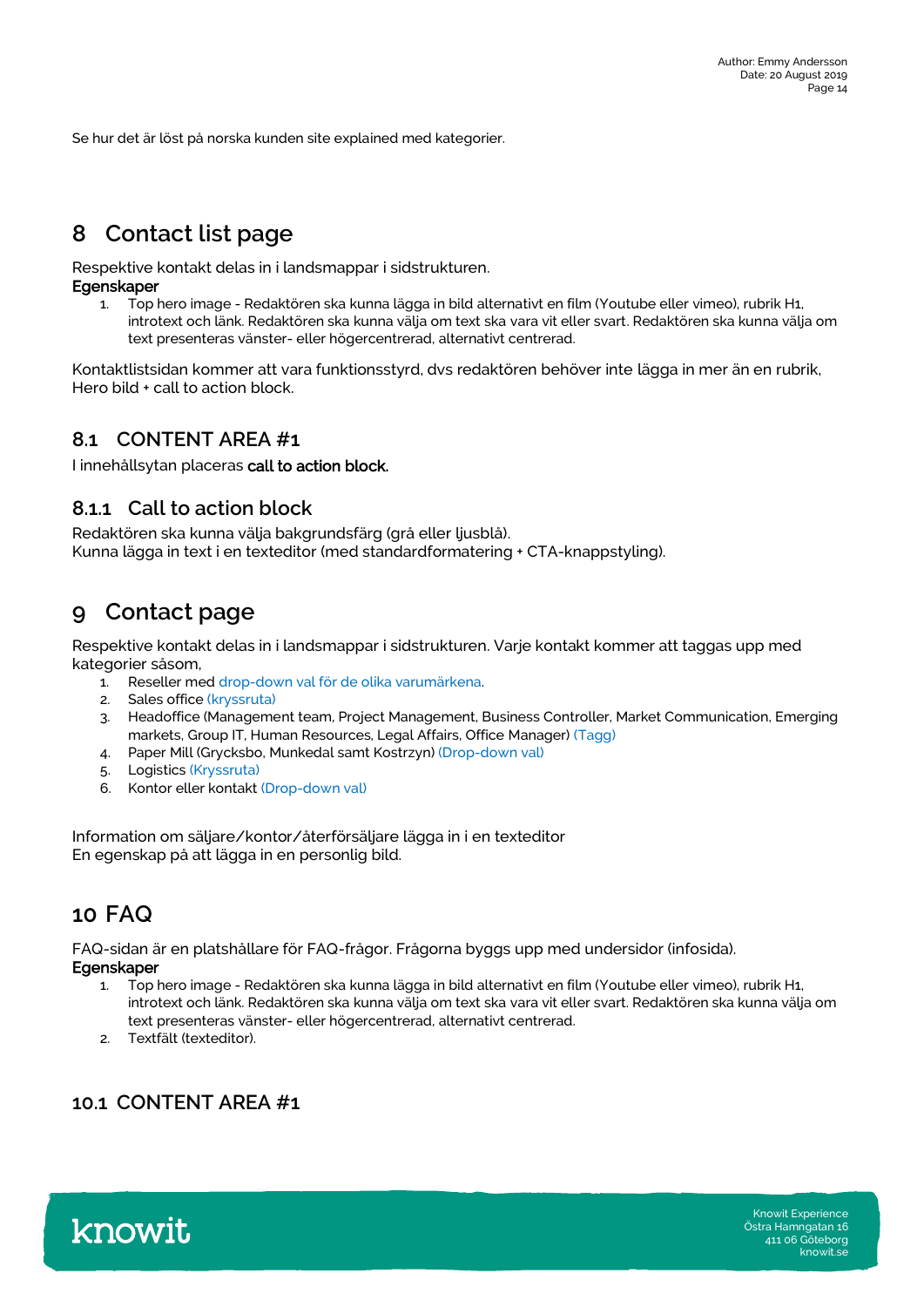Se hur det är löst på norska kunden site explained med kategorier.

# 8 Contact list page

Respektive kontakt delas in i landsmappar i sidstrukturen.

**Egenskaper**

1. Top hero image - Redaktören ska kunna lägga in bild alternativt en film (Youtube eller vimeo), rubrik H1, introtext och länk. Redaktören ska kunna välja om text ska vara vit eller svart. Redaktören ska kunna välja om text presenteras vänster- eller högercentrerad, alternativt centrerad.

Kontaktlistsidan kommer att vara funktionsstyrd, dvs redaktören behöver inte lägga in mer än en rubrik, Hero bild + call to action block.

## 8.1 CONTENT AREA #1

I innehållsytan placeras **call to action block.**

### 8.1.1 Call to action block

Redaktören ska kunna välja bakgrundsfärg (grå eller ljusblå).
Kunna lägga in text i en texteditor (med standardformatering + CTA-knappstyling).

# 9 Contact page

Respektive kontakt delas in i landsmappar i sidstrukturen. Varje kontakt kommer att taggas upp med kategorier såsom,

1. Reseller med drop-down val för de olika varumärkena.
2. Sales office (kryssruta)
3. Headoffice (Management team, Project Management, Business Controller, Market Communication, Emerging markets, Group IT, Human Resources, Legal Affairs, Office Manager) (Tagg)
4. Paper Mill (Grycksbo, Munkedal samt Kostrzyn) (Drop-down val)
5. Logistics (Kryssruta)
6. Kontor eller kontakt (Drop-down val)

Information om säljare/kontor/återförsäljare lägga in i en texteditor
En egenskap på att lägga in en personlig bild.

# 10 FAQ

FAQ-sidan är en platshållare för FAQ-frågor. Frågorna byggs upp med undersidor (infosida).

**Egenskaper**

1. Top hero image - Redaktören ska kunna lägga in bild alternativt en film (Youtube eller vimeo), rubrik H1, introtext och länk. Redaktören ska kunna välja om text ska vara vit eller svart. Redaktören ska kunna välja om text presenteras vänster- eller högercentrerad, alternativt centrerad.
2. Textfält (texteditor).

## 10.1 CONTENT AREA #1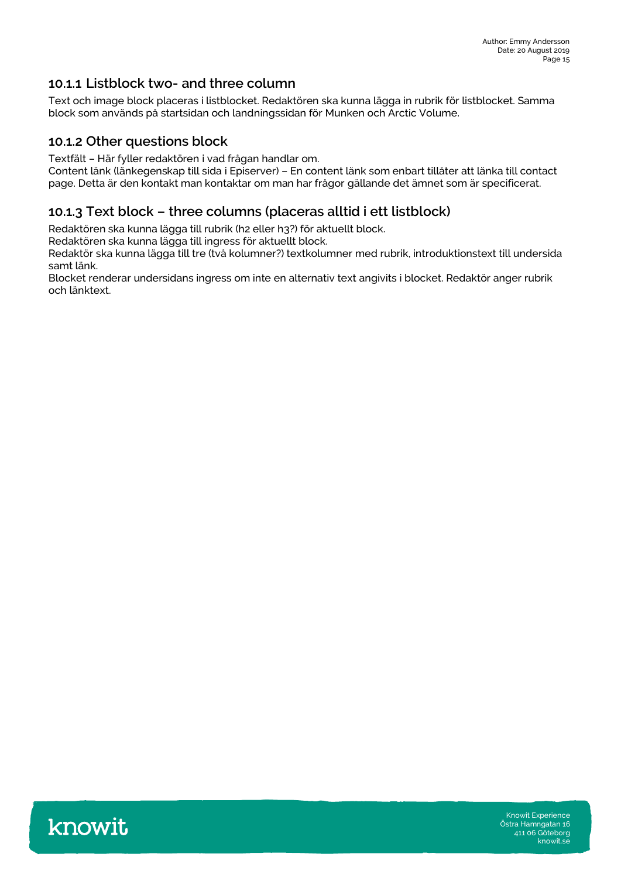### 10.1.1 Listblock two- and three column

Text och image block placeras i listblocket. Redaktören ska kunna lägga in rubrik för listblocket. Samma block som används på startsidan och landningssidan för Munken och Arctic Volume.

### 10.1.2 Other questions block

Textfält – Här fyller redaktören i vad frågan handlar om.
Content länk (länkegenskap till sida i Episerver) – En content länk som enbart tillåter att länka till contact page. Detta är den kontakt man kontaktar om man har frågor gällande det ämnet som är specificerat.

### 10.1.3 Text block – three columns (placeras alltid i ett listblock)

Redaktören ska kunna lägga till rubrik (h2 eller h3?) för aktuellt block.
Redaktören ska kunna lägga till ingress för aktuellt block.
Redaktör ska kunna lägga till tre (två kolumner?) textkolumner med rubrik, introduktionstext till undersida samt länk.
Blocket renderar undersidans ingress om inte en alternativ text angivits i blocket. Redaktör anger rubrik och länktext.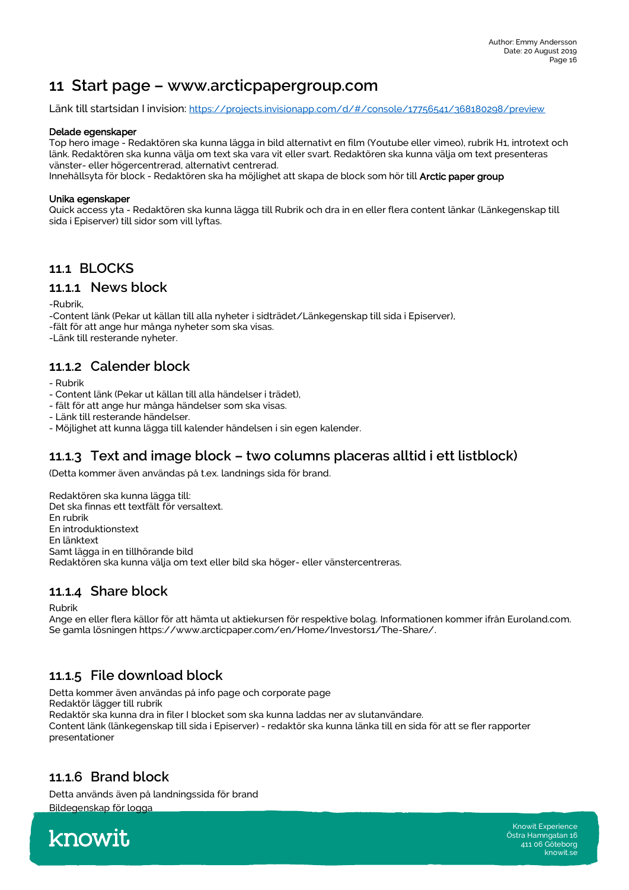# 11 Start page – www.arcticpapergroup.com

Länk till startsidan I invision: https://projects.invisionapp.com/d/#/console/17756541/368180298/preview

**Delade egenskaper**
Top hero image - Redaktören ska kunna lägga in bild alternativt en film (Youtube eller vimeo), rubrik H1, introtext och länk. Redaktören ska kunna välja om text ska vara vit eller svart. Redaktören ska kunna välja om text presenteras vänster- eller högercentrerad, alternativt centrerad.
Innehållsyta för block - Redaktören ska ha möjlighet att skapa de block som hör till **Arctic paper group**

**Unika egenskaper**
Quick access yta - Redaktören ska kunna lägga till Rubrik och dra in en eller flera content länkar (Länkegenskap till sida i Episerver) till sidor som vill lyftas.

## 11.1 BLOCKS

### 11.1.1 News block

-Rubrik,
-Content länk (Pekar ut källan till alla nyheter i sidträdet/Länkegenskap till sida i Episerver),
-fält för att ange hur många nyheter som ska visas.
-Länk till resterande nyheter.

### 11.1.2 Calender block

- Rubrik
- Content länk (Pekar ut källan till alla händelser i trädet),
- fält för att ange hur många händelser som ska visas.
- Länk till resterande händelser.
- Möjlighet att kunna lägga till kalender händelsen i sin egen kalender.

### 11.1.3 Text and image block – two columns placeras alltid i ett listblock)

(Detta kommer även användas på t.ex. landnings sida för brand.

Redaktören ska kunna lägga till:
Det ska finnas ett textfält för versaltext.
En rubrik
En introduktionstext
En länktext
Samt lägga in en tillhörande bild
Redaktören ska kunna välja om text eller bild ska höger- eller vänstercentreras.

### 11.1.4 Share block

Rubrik
Ange en eller flera källor för att hämta ut aktiekursen för respektive bolag. Informationen kommer ifrån Euroland.com. Se gamla lösningen https://www.arcticpaper.com/en/Home/Investors1/The-Share/.

### 11.1.5 File download block

Detta kommer även användas på info page och corporate page
Redaktör lägger till rubrik
Redaktör ska kunna dra in filer I blocket som ska kunna laddas ner av slutanvändare.
Content länk (länkegenskap till sida i Episerver) - redaktör ska kunna länka till en sida för att se fler rapporter presentationer

### 11.1.6 Brand block

Detta används även på landningssida för brand
Bildegenskap för logga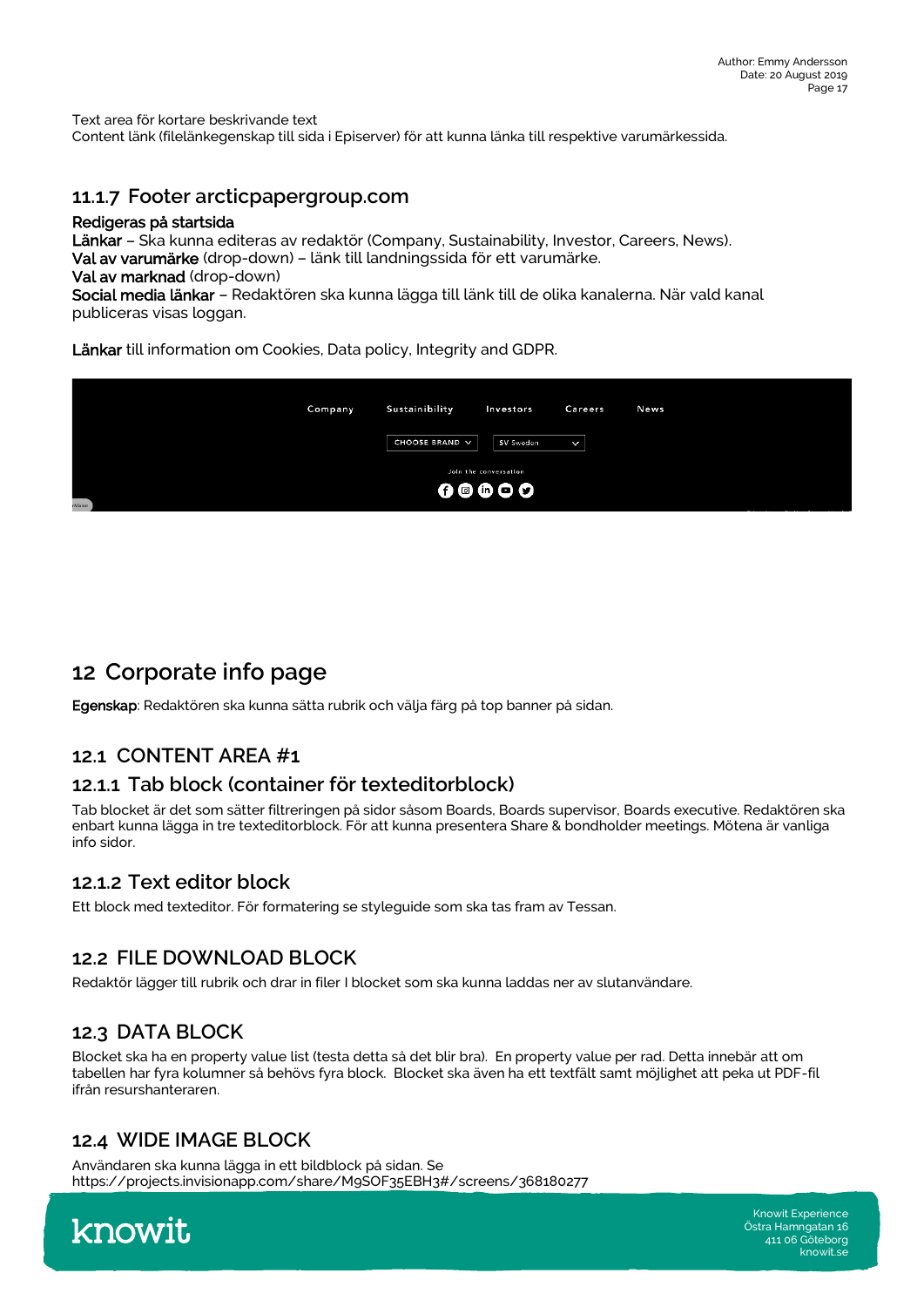Text area för kortare beskrivande text
Content länk (filelänkegenskap till sida i Episerver) för att kunna länka till respektive varumärkessida.

### 11.1.7 Footer arcticpapergroup.com

**Redigeras på startsida**
**Länkar** – Ska kunna editeras av redaktör (Company, Sustainability, Investor, Careers, News).
**Val av varumärke** (drop-down) – länk till landningssida för ett varumärke.
**Val av marknad** (drop-down)
**Social media länkar** – Redaktören ska kunna lägga till länk till de olika kanalerna. När vald kanal publiceras visas loggan.

**Länkar** till information om Cookies, Data policy, Integrity and GDPR.

Company Sustainability Investors Careers News

CHOOSE BRAND SV Sweden

Join the conversation

# 12 Corporate info page

**Egenskap**: Redaktören ska kunna sätta rubrik och välja färg på top banner på sidan.

## 12.1 CONTENT AREA #1

### 12.1.1 Tab block (container för texteditorblock)

Tab blocket är det som sätter filtreringen på sidor såsom Boards, Boards supervisor, Boards executive. Redaktören ska enbart kunna lägga in tre texteditorblock. För att kunna presentera Share & bondholder meetings. Mötena är vanliga info sidor.

### 12.1.2 Text editor block

Ett block med texteditor. För formatering se styleguide som ska tas fram av Tessan.

## 12.2 FILE DOWNLOAD BLOCK

Redaktör lägger till rubrik och drar in filer I blocket som ska kunna laddas ner av slutanvändare.

## 12.3 DATA BLOCK

Blocket ska ha en property value list (testa detta så det blir bra). En property value per rad. Detta innebär att om tabellen har fyra kolumner så behövs fyra block. Blocket ska även ha ett textfält samt möjlighet att peka ut PDF-fil ifrån resurshanteraren.

## 12.4 WIDE IMAGE BLOCK

Användaren ska kunna lägga in ett bildblock på sidan. Se https://projects.invisionapp.com/share/M9SOF35EBH3#/screens/368180277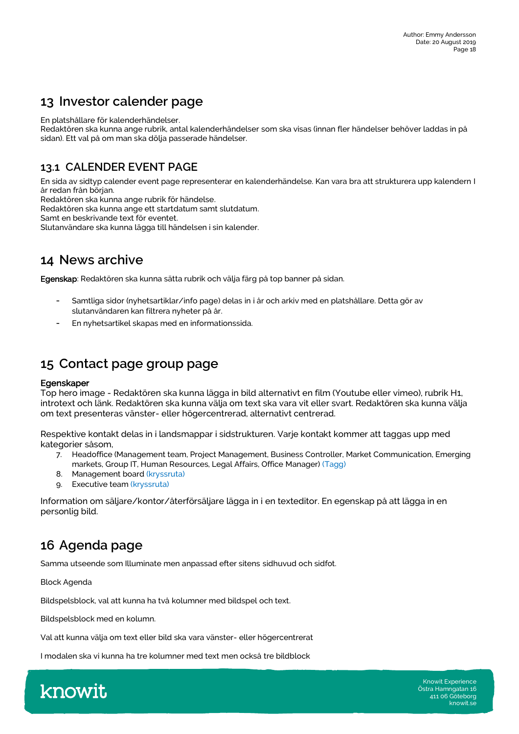# 13 Investor calender page

En platshållare för kalenderhändelser.
Redaktören ska kunna ange rubrik, antal kalenderhändelser som ska visas (innan fler händelser behöver laddas in på sidan). Ett val på om man ska dölja passerade händelser.

## 13.1 CALENDER EVENT PAGE

En sida av sidtyp calender event page representerar en kalenderhändelse. Kan vara bra att strukturera upp kalendern I år redan från början.
Redaktören ska kunna ange rubrik för händelse.
Redaktören ska kunna ange ett startdatum samt slutdatum.
Samt en beskrivande text för eventet.
Slutanvändare ska kunna lägga till händelsen i sin kalender.

# 14 News archive

**Egenskap**: Redaktören ska kunna sätta rubrik och välja färg på top banner på sidan.

- Samtliga sidor (nyhetsartiklar/info page) delas in i år och arkiv med en platshållare. Detta gör av slutanvändaren kan filtrera nyheter på år.
- En nyhetsartikel skapas med en informationssida.

# 15 Contact page group page

**Egenskaper**
Top hero image - Redaktören ska kunna lägga in bild alternativt en film (Youtube eller vimeo), rubrik H1, introtext och länk. Redaktören ska kunna välja om text ska vara vit eller svart. Redaktören ska kunna välja om text presenteras vänster- eller högercentrerad, alternativt centrerad.

Respektive kontakt delas in i landsmappar i sidstrukturen. Varje kontakt kommer att taggas upp med kategorier såsom,

7. Headoffice (Management team, Project Management, Business Controller, Market Communication, Emerging markets, Group IT, Human Resources, Legal Affairs, Office Manager) (Tagg)
8. Management board (kryssruta)
9. Executive team (kryssruta)

Information om säljare/kontor/återförsäljare lägga in i en texteditor. En egenskap på att lägga in en personlig bild.

# 16 Agenda page

Samma utseende som Illuminate men anpassad efter sitens sidhuvud och sidfot.

Block Agenda

Bildspelsblock, val att kunna ha två kolumner med bildspel och text.

Bildspelsblock med en kolumn.

Val att kunna välja om text eller bild ska vara vänster- eller högercentrerat

I modalen ska vi kunna ha tre kolumner med text men också tre bildblock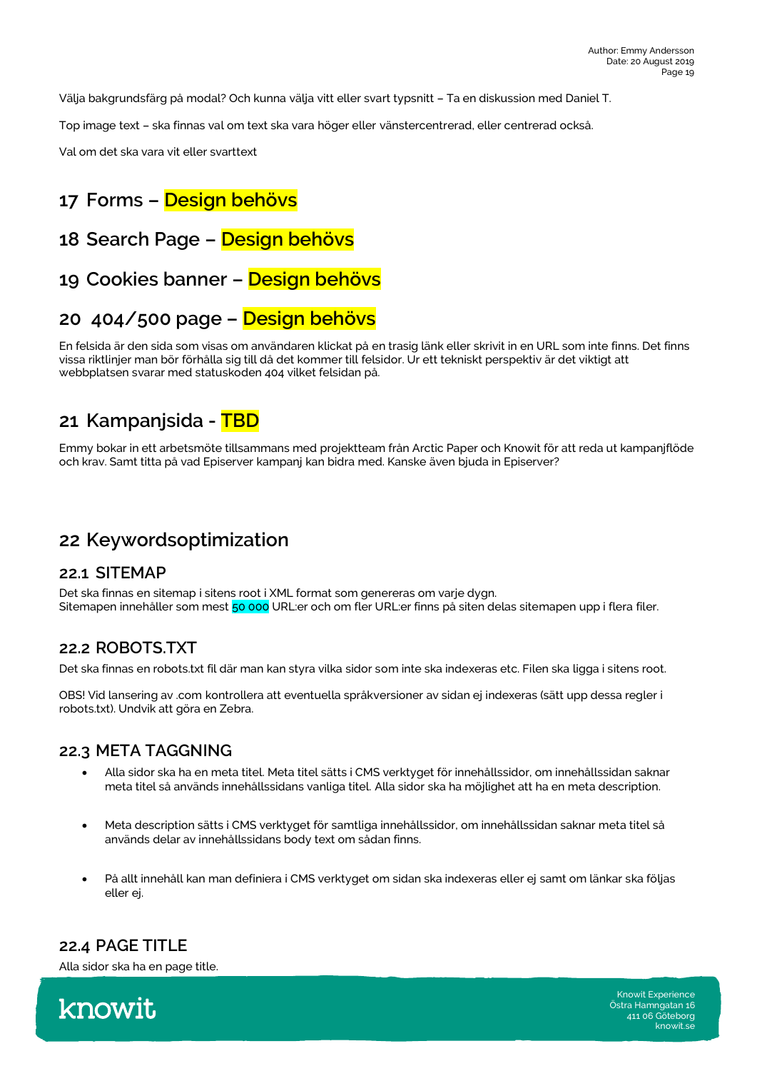Välja bakgrundsfärg på modal? Och kunna välja vitt eller svart typsnitt – Ta en diskussion med Daniel T.

Top image text – ska finnas val om text ska vara höger eller vänstercentrerad, eller centrerad också.

Val om det ska vara vit eller svarttext

# 17 Forms – Design behövs

# 18 Search Page – Design behövs

# 19 Cookies banner – Design behövs

# 20 404/500 page – Design behövs

En felsida är den sida som visas om användaren klickat på en trasig länk eller skrivit in en URL som inte finns. Det finns vissa riktlinjer man bör förhålla sig till då det kommer till felsidor. Ur ett tekniskt perspektiv är det viktigt att webbplatsen svarar med statuskoden 404 vilket felsidan på.

# 21 Kampanjsida - TBD

Emmy bokar in ett arbetsmöte tillsammans med projektteam från Arctic Paper och Knowit för att reda ut kampanjflöde och krav. Samt titta på vad Episerver kampanj kan bidra med. Kanske även bjuda in Episerver?

# 22 Keywordsoptimization

## 22.1 SITEMAP

Det ska finnas en sitemap i sitens root i XML format som genereras om varje dygn.
Sitemapen innehåller som mest 50 000 URL:er och om fler URL:er finns på siten delas sitemapen upp i flera filer.

## 22.2 ROBOTS.TXT

Det ska finnas en robots.txt fil där man kan styra vilka sidor som inte ska indexeras etc. Filen ska ligga i sitens root.

OBS! Vid lansering av .com kontrollera att eventuella språkversioner av sidan ej indexeras (sätt upp dessa regler i robots.txt). Undvik att göra en Zebra.

## 22.3 META TAGGNING

- Alla sidor ska ha en meta titel. Meta titel sätts i CMS verktyget för innehållssidor, om innehållssidan saknar meta titel så används innehållssidans vanliga titel. Alla sidor ska ha möjlighet att ha en meta description.
- Meta description sätts i CMS verktyget för samtliga innehållssidor, om innehållssidan saknar meta titel så används delar av innehållssidans body text om sådan finns.
- På allt innehåll kan man definiera i CMS verktyget om sidan ska indexeras eller ej samt om länkar ska följas eller ej.

## 22.4 PAGE TITLE

Alla sidor ska ha en page title.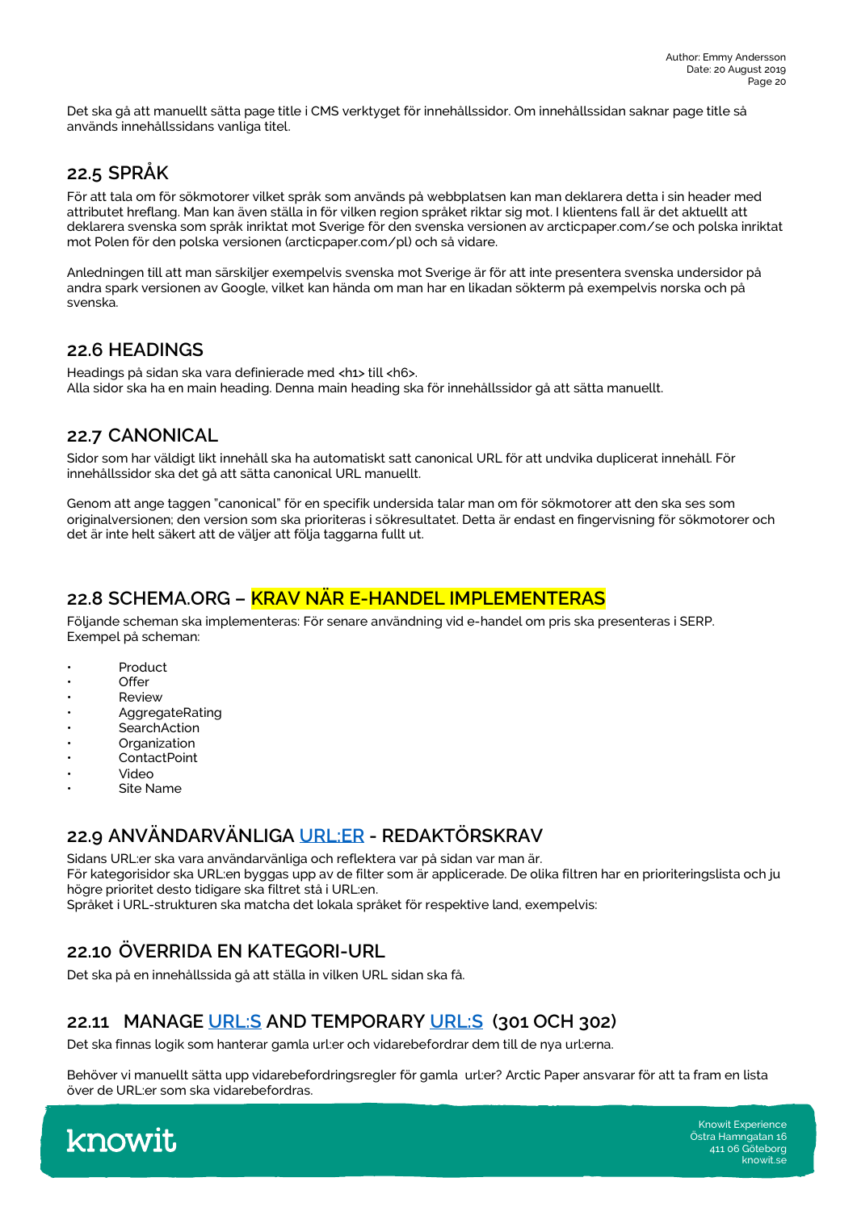Det ska gå att manuellt sätta page title i CMS verktyget för innehållssidor. Om innehållssidan saknar page title så används innehållssidans vanliga titel.

## 22.5 SPRÅK

För att tala om för sökmotorer vilket språk som används på webbplatsen kan man deklarera detta i sin header med attributet hreflang. Man kan även ställa in för vilken region språket riktar sig mot. I klientens fall är det aktuellt att deklarera svenska som språk inriktat mot Sverige för den svenska versionen av arcticpaper.com/se och polska inriktat mot Polen för den polska versionen (arcticpaper.com/pl) och så vidare.

Anledningen till att man särskiljer exempelvis svenska mot Sverige är för att inte presentera svenska undersidor på andra spark versionen av Google, vilket kan hända om man har en likadan sökterm på exempelvis norska och på svenska.

## 22.6 HEADINGS

Headings på sidan ska vara definierade med <h1> till <h6>.
Alla sidor ska ha en main heading. Denna main heading ska för innehållssidor gå att sätta manuellt.

## 22.7 CANONICAL

Sidor som har väldigt likt innehåll ska ha automatiskt satt canonical URL för att undvika duplicerat innehåll. För innehållssidor ska det gå att sätta canonical URL manuellt.

Genom att ange taggen "canonical" för en specifik undersida talar man om för sökmotorer att den ska ses som originalversionen; den version som ska prioriteras i sökresultatet. Detta är endast en fingervisning för sökmotorer och det är inte helt säkert att de väljer att följa taggarna fullt ut.

## 22.8 SCHEMA.ORG – KRAV NÄR E-HANDEL IMPLEMENTERAS

Följande scheman ska implementeras: För senare användning vid e-handel om pris ska presenteras i SERP.
Exempel på scheman:

- Product
- Offer
- Review
- AggregateRating
- SearchAction
- Organization
- ContactPoint
- Video
- Site Name

## 22.9 ANVÄNDARVÄNLIGA URL:ER - REDAKTÖRSKRAV

Sidans URL:er ska vara användarvänliga och reflektera var på sidan var man är.
För kategorisidor ska URL:en byggas upp av de filter som är applicerade. De olika filtren har en prioriteringslista och ju högre prioritet desto tidigare ska filtret stå i URL:en.
Språket i URL-strukturen ska matcha det lokala språket för respektive land, exempelvis:

## 22.10 ÖVERRIDA EN KATEGORI-URL

Det ska på en innehållssida gå att ställa in vilken URL sidan ska få.

## 22.11 MANAGE URL:S AND TEMPORARY URL:S (301 OCH 302)

Det ska finnas logik som hanterar gamla url:er och vidarebefordrar dem till de nya url:erna.

Behöver vi manuellt sätta upp vidarebefordringsregler för gamla url:er? Arctic Paper ansvarar för att ta fram en lista över de URL:er som ska vidarebefordras.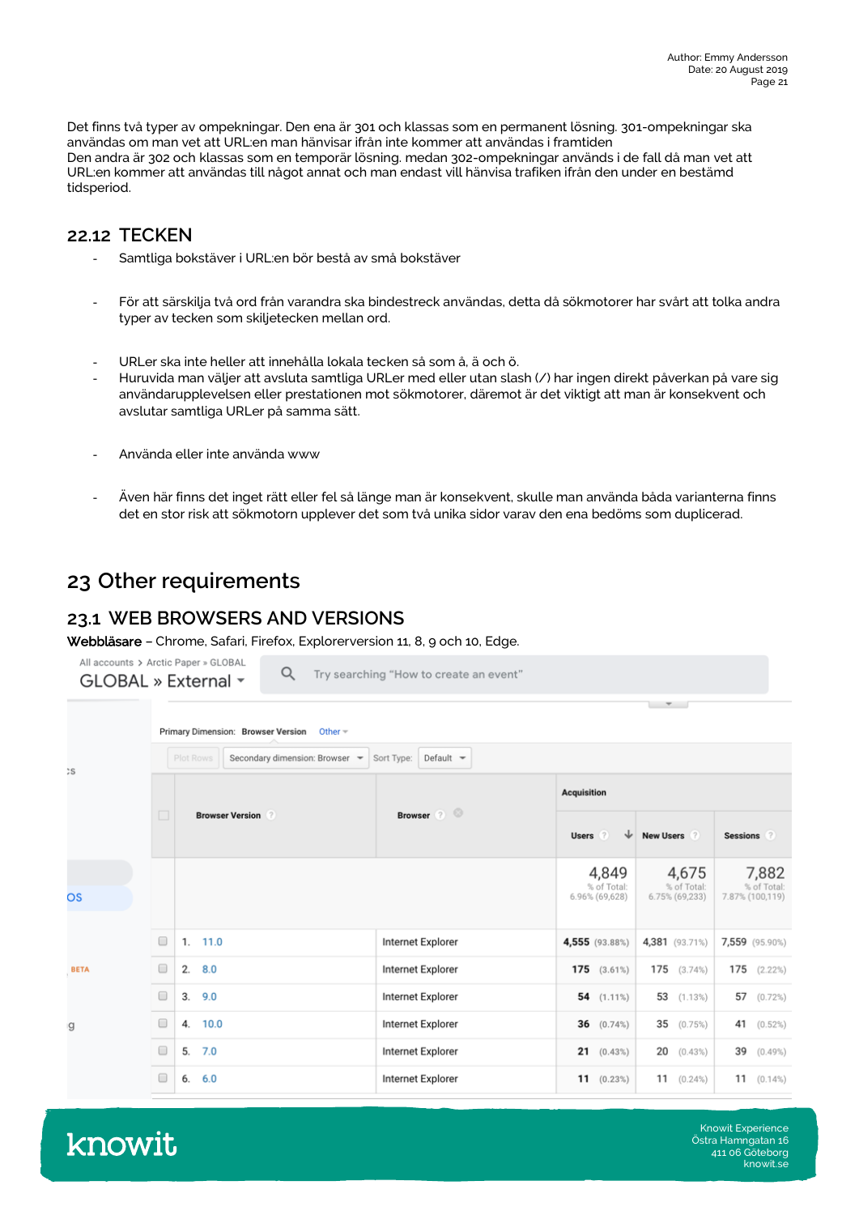Det finns två typer av ompekningar. Den ena är 301 och klassas som en permanent lösning. 301-ompekningar ska användas om man vet att URL:en man hänvisar ifrån inte kommer att användas i framtiden
Den andra är 302 och klassas som en temporär lösning. medan 302-ompekningar används i de fall då man vet att URL:en kommer att användas till något annat och man endast vill hänvisa trafiken ifrån den under en bestämd tidsperiod.

### 22.12 TECKEN

- Samtliga bokstäver i URL:en bör bestå av små bokstäver

- För att särskilja två ord från varandra ska bindestreck användas, detta då sökmotorer har svårt att tolka andra typer av tecken som skiljetecken mellan ord.

- URLer ska inte heller att innehålla lokala tecken så som å, ä och ö.
- Huruvida man väljer att avsluta samtliga URLer med eller utan slash (/) har ingen direkt påverkan på vare sig användarupplevelsen eller prestationen mot sökmotorer, däremot är det viktigt att man är konsekvent och avslutar samtliga URLer på samma sätt.

- Använda eller inte använda www

- Även här finns det inget rätt eller fel så länge man är konsekvent, skulle man använda båda varianterna finns det en stor risk att sökmotorn upplever det som två unika sidor varav den ena bedöms som duplicerad.

# 23 Other requirements

## 23.1 WEB BROWSERS AND VERSIONS

**Webbläsare** – Chrome, Safari, Firefox, Explorerversion 11, 8, 9 och 10, Edge.

All accounts > Arctic Paper » GLOBAL
GLOBAL » External

Primary Dimension: Browser Version Other

| Browser Version | Browser | Users | New Users | Sessions |
|---|---|---|---|---|
| | | 4,849 (% of Total: 6.96% (69,628)) | 4,675 (% of Total: 6.75% (69,233)) | 7,882 (% of Total: 7.87% (100,119)) |
| 1. 11.0 | Internet Explorer | 4,555 (93.88%) | 4,381 (93.71%) | 7,559 (95.90%) |
| 2. 8.0 | Internet Explorer | 175 (3.61%) | 175 (3.74%) | 175 (2.22%) |
| 3. 9.0 | Internet Explorer | 54 (1.11%) | 53 (1.13%) | 57 (0.72%) |
| 4. 10.0 | Internet Explorer | 36 (0.74%) | 35 (0.75%) | 41 (0.52%) |
| 5. 7.0 | Internet Explorer | 21 (0.43%) | 20 (0.43%) | 39 (0.49%) |
| 6. 6.0 | Internet Explorer | 11 (0.23%) | 11 (0.24%) | 11 (0.14%) |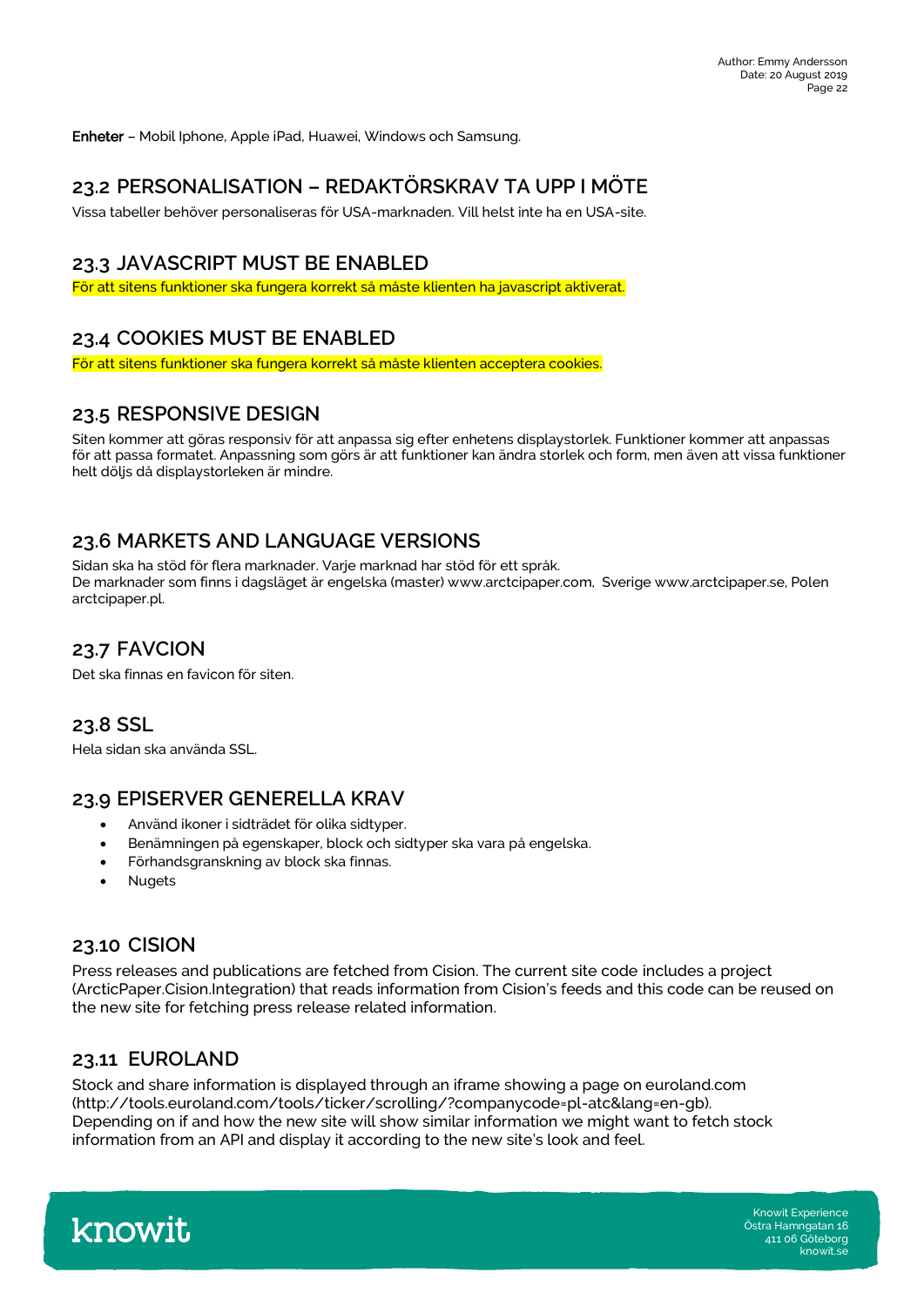**Enheter** – Mobil Iphone, Apple iPad, Huawei, Windows och Samsung.

## 23.2 PERSONALISATION – REDAKTÖRSKRAV TA UPP I MÖTE

Vissa tabeller behöver personaliseras för USA-marknaden. Vill helst inte ha en USA-site.

## 23.3 JAVASCRIPT MUST BE ENABLED

För att sitens funktioner ska fungera korrekt så måste klienten ha javascript aktiverat.

## 23.4 COOKIES MUST BE ENABLED

För att sitens funktioner ska fungera korrekt så måste klienten acceptera cookies.

## 23.5 RESPONSIVE DESIGN

Siten kommer att göras responsiv för att anpassa sig efter enhetens displaystorlek. Funktioner kommer att anpassas för att passa formatet. Anpassning som görs är att funktioner kan ändra storlek och form, men även att vissa funktioner helt döljs då displaystorleken är mindre.

## 23.6 MARKETS AND LANGUAGE VERSIONS

Sidan ska ha stöd för flera marknader. Varje marknad har stöd för ett språk.
De marknader som finns i dagsläget är engelska (master) www.arctcipaper.com, Sverige www.arctcipaper.se, Polen arctcipaper.pl.

## 23.7 FAVCION

Det ska finnas en favicon för siten.

## 23.8 SSL

Hela sidan ska använda SSL.

## 23.9 EPISERVER GENERELLA KRAV

- Använd ikoner i sidträdet för olika sidtyper.
- Benämningen på egenskaper, block och sidtyper ska vara på engelska.
- Förhandsgranskning av block ska finnas.
- Nugets

## 23.10 CISION

Press releases and publications are fetched from Cision. The current site code includes a project (ArcticPaper.Cision.Integration) that reads information from Cision's feeds and this code can be reused on the new site for fetching press release related information.

## 23.11 EUROLAND

Stock and share information is displayed through an iframe showing a page on euroland.com (http://tools.euroland.com/tools/ticker/scrolling/?companycode=pl-atc&lang=en-gb).
Depending on if and how the new site will show similar information we might want to fetch stock information from an API and display it according to the new site's look and feel.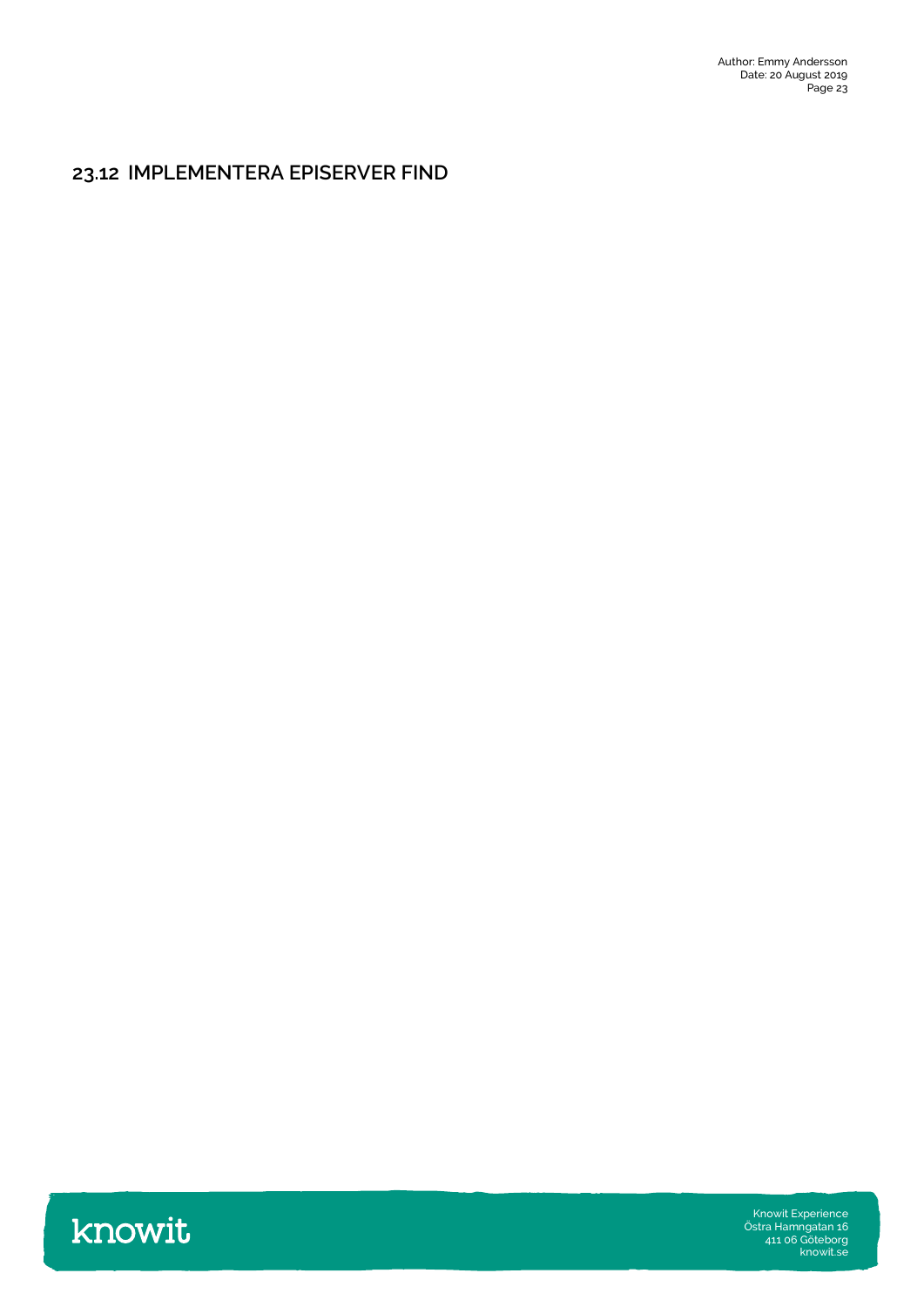## 23.12 IMPLEMENTERA EPISERVER FIND